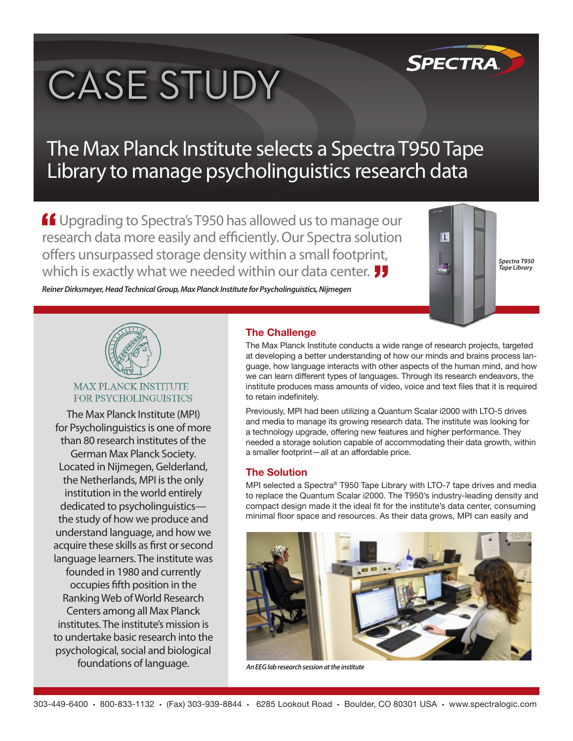# CASE STUDY

## The Max Planck Institute selects a Spectra T950 Tape Library to manage psycholinguistics research data

> "Upgrading to Spectra's T950 has allowed us to manage our research data more easily and efficiently. Our Spectra solution offers unsurpassed storage density within a small footprint, which is exactly what we needed within our data center."
>
> *Reiner Dirksmeyer, Head Technical Group, Max Planck Institute for Psycholinguistics, Nijmegen*

*Spectra T950 Tape Library*

MAX PLANCK INSTITUTE FOR PSYCHOLINGUISTICS

The Max Planck Institute (MPI) for Psycholinguistics is one of more than 80 research institutes of the German Max Planck Society. Located in Nijmegen, Gelderland, the Netherlands, MPI is the only institution in the world entirely dedicated to psycholinguistics—the study of how we produce and understand language, and how we acquire these skills as first or second language learners. The institute was founded in 1980 and currently occupies fifth position in the Ranking Web of World Research Centers among all Max Planck institutes. The institute's mission is to undertake basic research into the psychological, social and biological foundations of language.

### The Challenge

The Max Planck Institute conducts a wide range of research projects, targeted at developing a better understanding of how our minds and brains process language, how language interacts with other aspects of the human mind, and how we can learn different types of languages. Through its research endeavors, the institute produces mass amounts of video, voice and text files that it is required to retain indefinitely.

Previously, MPI had been utilizing a Quantum Scalar i2000 with LTO-5 drives and media to manage its growing research data. The institute was looking for a technology upgrade, offering new features and higher performance. They needed a storage solution capable of accommodating their data growth, within a smaller footprint—all at an affordable price.

### The Solution

MPI selected a Spectra® T950 Tape Library with LTO-7 tape drives and media to replace the Quantum Scalar i2000. The T950's industry-leading density and compact design made it the ideal fit for the institute's data center, consuming minimal floor space and resources. As their data grows, MPI can easily and

*An EEG lab research session at the institute*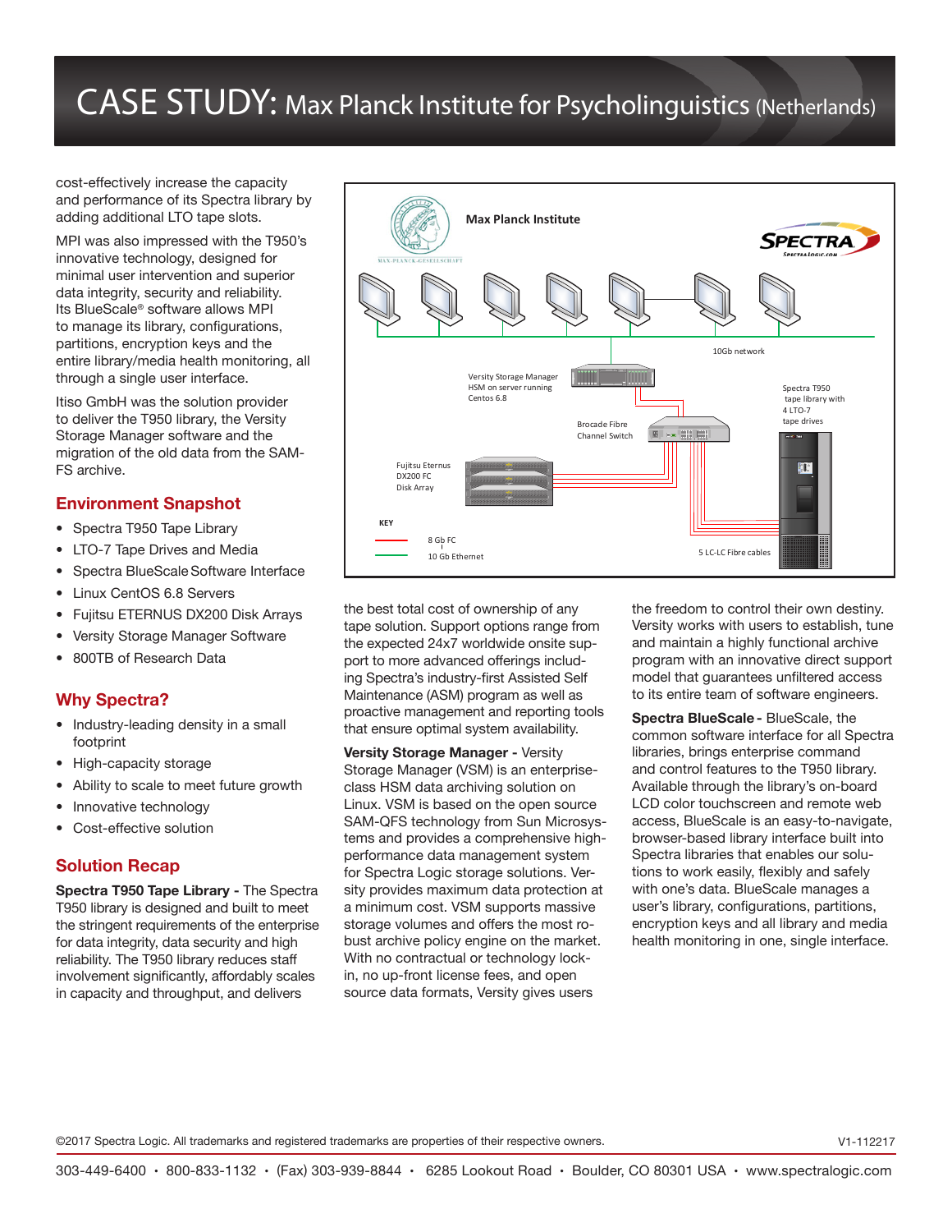# CASE STUDY: Max Planck Institute for Psycholinguistics (Netherlands)

cost-effectively increase the capacity and performance of its Spectra library by adding additional LTO tape slots.

MPI was also impressed with the T950's innovative technology, designed for minimal user intervention and superior data integrity, security and reliability. Its BlueScale® software allows MPI to manage its library, configurations, partitions, encryption keys and the entire library/media health monitoring, all through a single user interface.

Itiso GmbH was the solution provider to deliver the T950 library, the Versity Storage Manager software and the migration of the old data from the SAM-FS archive.

## Environment Snapshot

- Spectra T950 Tape Library
- LTO-7 Tape Drives and Media
- Spectra BlueScale Software Interface
- Linux CentOS 6.8 Servers
- Fujitsu ETERNUS DX200 Disk Arrays
- Versity Storage Manager Software
- 800TB of Research Data

## Why Spectra?

- Industry-leading density in a small footprint
- High-capacity storage
- Ability to scale to meet future growth
- Innovative technology
- Cost-effective solution

## Solution Recap

**Spectra T950 Tape Library -** The Spectra T950 library is designed and built to meet the stringent requirements of the enterprise for data integrity, data security and high reliability. The T950 library reduces staff involvement significantly, affordably scales in capacity and throughput, and delivers the best total cost of ownership of any tape solution. Support options range from the expected 24x7 worldwide onsite support to more advanced offerings including Spectra's industry-first Assisted Self Maintenance (ASM) program as well as proactive management and reporting tools that ensure optimal system availability.

**Versity Storage Manager -** Versity Storage Manager (VSM) is an enterprise-class HSM data archiving solution on Linux. VSM is based on the open source SAM-QFS technology from Sun Microsystems and provides a comprehensive high-performance data management system for Spectra Logic storage solutions. Versity provides maximum data protection at a minimum cost. VSM supports massive storage volumes and offers the most robust archive policy engine on the market. With no contractual or technology lock-in, no up-front license fees, and open source data formats, Versity gives users the freedom to control their own destiny. Versity works with users to establish, tune and maintain a highly functional archive program with an innovative direct support model that guarantees unfiltered access to its entire team of software engineers.

**Spectra BlueScale -** BlueScale, the common software interface for all Spectra libraries, brings enterprise command and control features to the T950 library. Available through the library's on-board LCD color touchscreen and remote web access, BlueScale is an easy-to-navigate, browser-based library interface built into Spectra libraries that enables our solutions to work easily, flexibly and safely with one's data. BlueScale manages a user's library, configurations, partitions, encryption keys and all library and media health monitoring in one, single interface.

Max Planck Institute

MAX-PLANCK-GESELLSCHAFT

SPECTRA

10Gb network

Versity Storage Manager
HSM on server running
Centos 6.8

Spectra T950
tape library with
4 LTO-7
tape drives

Brocade Fibre
Channel Switch

Fujitsu Eternus
DX200 FC
Disk Array

KEY

8 Gb FC

10 Gb Ethernet

5 LC-LC Fibre cables

©2017 Spectra Logic. All trademarks and registered trademarks are properties of their respective owners.

V1-112217

303-449-6400 • 800-833-1132 • (Fax) 303-939-8844 • 6285 Lookout Road • Boulder, CO 80301 USA • www.spectralogic.com